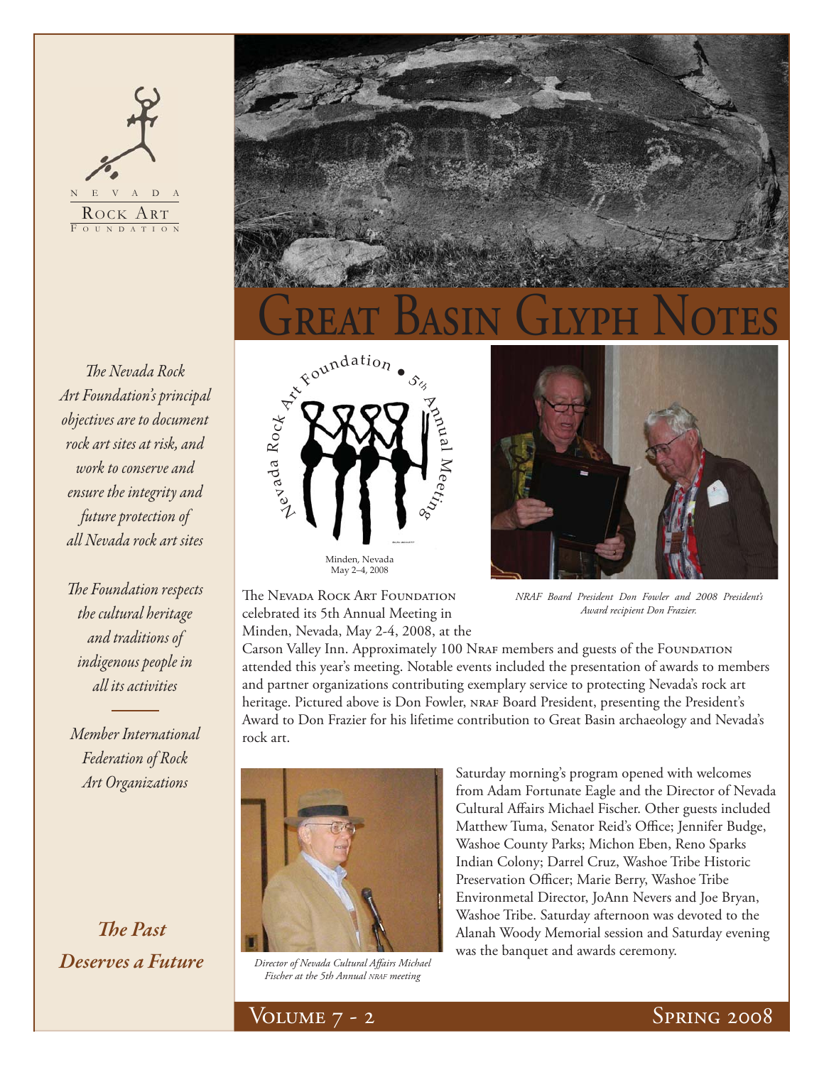NEVADA ROCK ART FOUNDATION

# Great Basin Glyph Notes

*The Nevada Rock Art Foundation's principal objectives are to document rock art sites at risk, and work to conserve and ensure the integrity and future protection of all Nevada rock art sites*

*The Foundation respects the cultural heritage and traditions of indigenous people in all its activities*

*Member International Federation of Rock Art Organizations*

***The Past Deserves a Future***

Nevada Rock Art Foundation • 5th Annual Meeting

Minden, Nevada
May 2–4, 2008

*NRAF Board President Don Fowler and 2008 President's Award recipient Don Frazier.*

The Nevada Rock Art Foundation celebrated its 5th Annual Meeting in Minden, Nevada, May 2-4, 2008, at the Carson Valley Inn. Approximately 100 NRAF members and guests of the Foundation attended this year's meeting. Notable events included the presentation of awards to members and partner organizations contributing exemplary service to protecting Nevada's rock art heritage. Pictured above is Don Fowler, NRAF Board President, presenting the President's Award to Don Frazier for his lifetime contribution to Great Basin archaeology and Nevada's rock art.

*Director of Nevada Cultural Affairs Michael Fischer at the 5th Annual NRAF meeting*

Saturday morning's program opened with welcomes from Adam Fortunate Eagle and the Director of Nevada Cultural Affairs Michael Fischer. Other guests included Matthew Tuma, Senator Reid's Office; Jennifer Budge, Washoe County Parks; Michon Eben, Reno Sparks Indian Colony; Darrel Cruz, Washoe Tribe Historic Preservation Officer; Marie Berry, Washoe Tribe Environmetal Director, JoAnn Nevers and Joe Bryan, Washoe Tribe. Saturday afternoon was devoted to the Alanah Woody Memorial session and Saturday evening was the banquet and awards ceremony.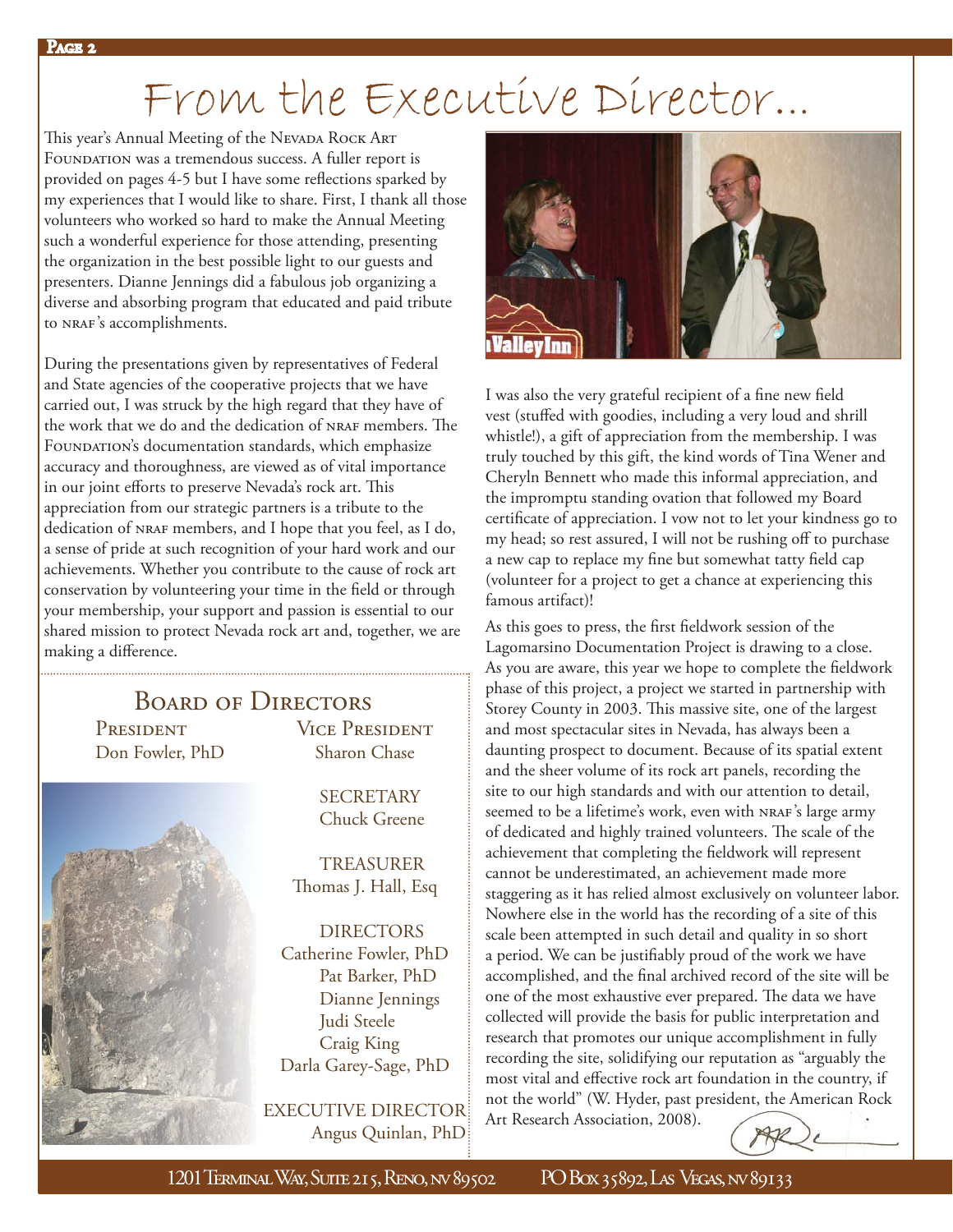# From the Executive Director…

This year's Annual Meeting of the Nevada Rock Art Foundation was a tremendous success. A fuller report is provided on pages 4-5 but I have some reflections sparked by my experiences that I would like to share. First, I thank all those volunteers who worked so hard to make the Annual Meeting such a wonderful experience for those attending, presenting the organization in the best possible light to our guests and presenters. Dianne Jennings did a fabulous job organizing a diverse and absorbing program that educated and paid tribute to NRAF's accomplishments.

During the presentations given by representatives of Federal and State agencies of the cooperative projects that we have carried out, I was struck by the high regard that they have of the work that we do and the dedication of NRAF members. The Foundation's documentation standards, which emphasize accuracy and thoroughness, are viewed as of vital importance in our joint efforts to preserve Nevada's rock art. This appreciation from our strategic partners is a tribute to the dedication of NRAF members, and I hope that you feel, as I do, a sense of pride at such recognition of your hard work and our achievements. Whether you contribute to the cause of rock art conservation by volunteering your time in the field or through your membership, your support and passion is essential to our shared mission to protect Nevada rock art and, together, we are making a difference.

I was also the very grateful recipient of a fine new field vest (stuffed with goodies, including a very loud and shrill whistle!), a gift of appreciation from the membership. I was truly touched by this gift, the kind words of Tina Wener and Cheryln Bennett who made this informal appreciation, and the impromptu standing ovation that followed my Board certificate of appreciation. I vow not to let your kindness go to my head; so rest assured, I will not be rushing off to purchase a new cap to replace my fine but somewhat tatty field cap (volunteer for a project to get a chance at experiencing this famous artifact)!

As this goes to press, the first fieldwork session of the Lagomarsino Documentation Project is drawing to a close. As you are aware, this year we hope to complete the fieldwork phase of this project, a project we started in partnership with Storey County in 2003. This massive site, one of the largest and most spectacular sites in Nevada, has always been a daunting prospect to document. Because of its spatial extent and the sheer volume of its rock art panels, recording the site to our high standards and with our attention to detail, seemed to be a lifetime's work, even with NRAF's large army of dedicated and highly trained volunteers. The scale of the achievement that completing the fieldwork will represent cannot be underestimated, an achievement made more staggering as it has relied almost exclusively on volunteer labor. Nowhere else in the world has the recording of a site of this scale been attempted in such detail and quality in so short a period. We can be justifiably proud of the work we have accomplished, and the final archived record of the site will be one of the most exhaustive ever prepared. The data we have collected will provide the basis for public interpretation and research that promotes our unique accomplishment in fully recording the site, solidifying our reputation as "arguably the most vital and effective rock art foundation in the country, if not the world" (W. Hyder, past president, the American Rock Art Research Association, 2008).

## Board of Directors

**President**
Don Fowler, PhD

**Vice President**
Sharon Chase

**Secretary**
Chuck Greene

**Treasurer**
Thomas J. Hall, Esq

**Directors**
Catherine Fowler, PhD
Pat Barker, PhD
Dianne Jennings
Judi Steele
Craig King
Darla Garey-Sage, PhD

**Executive Director**
Angus Quinlan, PhD

1201 Terminal Way, Suite 215, Reno, NV 89502 PO Box 35892, Las Vegas, NV 89133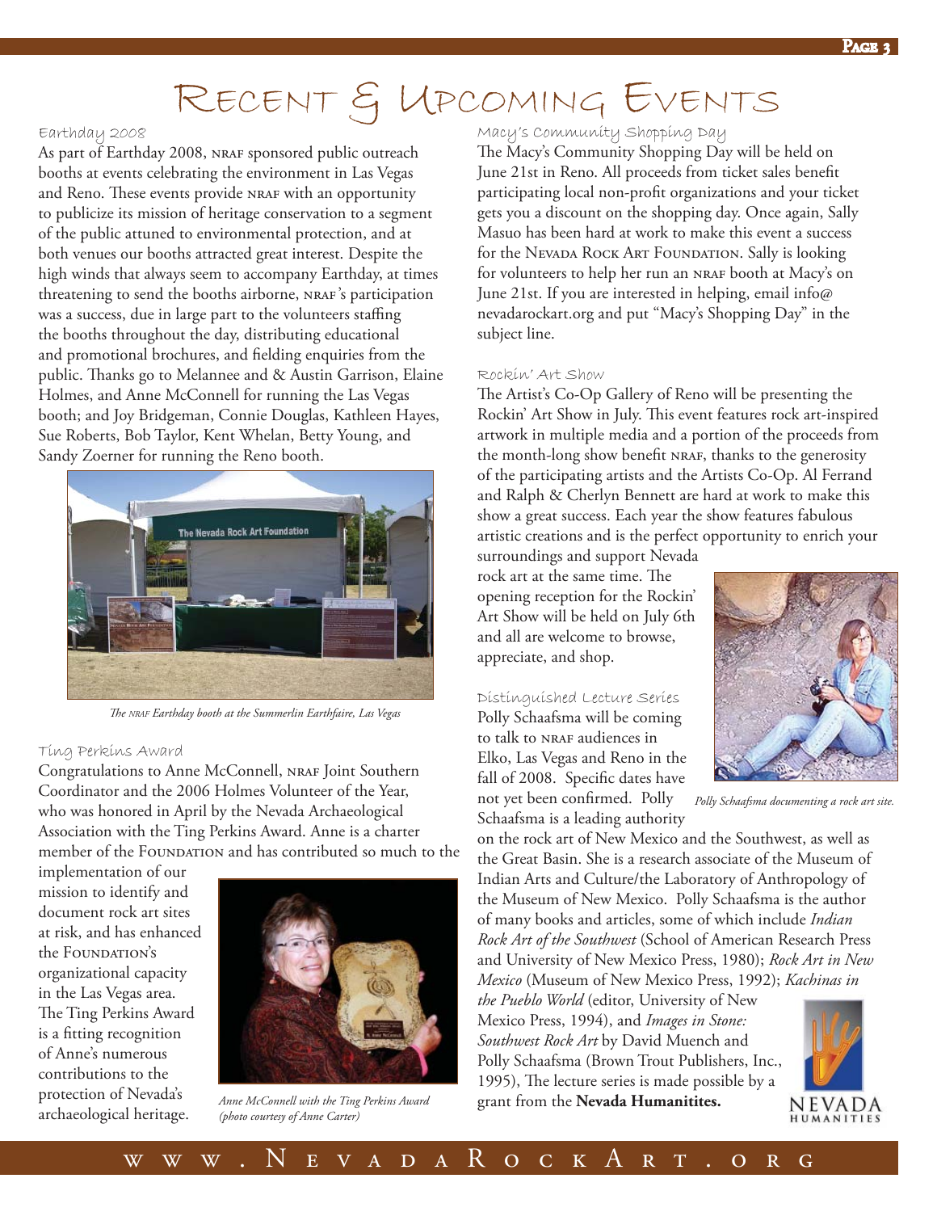# Recent & Upcoming Events

### Earthday 2008

As part of Earthday 2008, NRAF sponsored public outreach booths at events celebrating the environment in Las Vegas and Reno. These events provide NRAF with an opportunity to publicize its mission of heritage conservation to a segment of the public attuned to environmental protection, and at both venues our booths attracted great interest. Despite the high winds that always seem to accompany Earthday, at times threatening to send the booths airborne, NRAF's participation was a success, due in large part to the volunteers staffing the booths throughout the day, distributing educational and promotional brochures, and fielding enquiries from the public. Thanks go to Melannee and & Austin Garrison, Elaine Holmes, and Anne McConnell for running the Las Vegas booth; and Joy Bridgeman, Connie Douglas, Kathleen Hayes, Sue Roberts, Bob Taylor, Kent Whelan, Betty Young, and Sandy Zoerner for running the Reno booth.

*The NRAF Earthday booth at the Summerlin Earthfaire, Las Vegas*

### Ting Perkins Award

Congratulations to Anne McConnell, NRAF Joint Southern Coordinator and the 2006 Holmes Volunteer of the Year, who was honored in April by the Nevada Archaeological Association with the Ting Perkins Award. Anne is a charter member of the Foundation and has contributed so much to the implementation of our mission to identify and document rock art sites at risk, and has enhanced the Foundation's organizational capacity in the Las Vegas area. The Ting Perkins Award is a fitting recognition of Anne's numerous contributions to the protection of Nevada's archaeological heritage.

*Anne McConnell with the Ting Perkins Award (photo courtesy of Anne Carter)*

### Macy's Community Shopping Day

The Macy's Community Shopping Day will be held on June 21st in Reno. All proceeds from ticket sales benefit participating local non-profit organizations and your ticket gets you a discount on the shopping day. Once again, Sally Masuo has been hard at work to make this event a success for the Nevada Rock Art Foundation. Sally is looking for volunteers to help her run an NRAF booth at Macy's on June 21st. If you are interested in helping, email info@nevadarockart.org and put "Macy's Shopping Day" in the subject line.

### Rockin' Art Show

The Artist's Co-Op Gallery of Reno will be presenting the Rockin' Art Show in July. This event features rock art-inspired artwork in multiple media and a portion of the proceeds from the month-long show benefit NRAF, thanks to the generosity of the participating artists and the Artists Co-Op. Al Ferrand and Ralph & Cherlyn Bennett are hard at work to make this show a great success. Each year the show features fabulous artistic creations and is the perfect opportunity to enrich your surroundings and support Nevada rock art at the same time. The opening reception for the Rockin' Art Show will be held on July 6th and all are welcome to browse, appreciate, and shop.

### Distinguished Lecture Series

Polly Schaafsma will be coming to talk to NRAF audiences in Elko, Las Vegas and Reno in the fall of 2008. Specific dates have not yet been confirmed. Polly Schaafsma is a leading authority on the rock art of New Mexico and the Southwest, as well as the Great Basin. She is a research associate of the Museum of Indian Arts and Culture/the Laboratory of Anthropology of the Museum of New Mexico. Polly Schaafsma is the author of many books and articles, some of which include *Indian Rock Art of the Southwest* (School of American Research Press and University of New Mexico Press, 1980); *Rock Art in New Mexico* (Museum of New Mexico Press, 1992); *Kachinas in the Pueblo World* (editor, University of New Mexico Press, 1994), and *Images in Stone: Southwest Rock Art* by David Muench and Polly Schaafsma (Brown Trout Publishers, Inc., 1995), The lecture series is made possible by a grant from the **Nevada Humanitites.**

*Polly Schaafsma documenting a rock art site.*

NEVADA HUMANITIES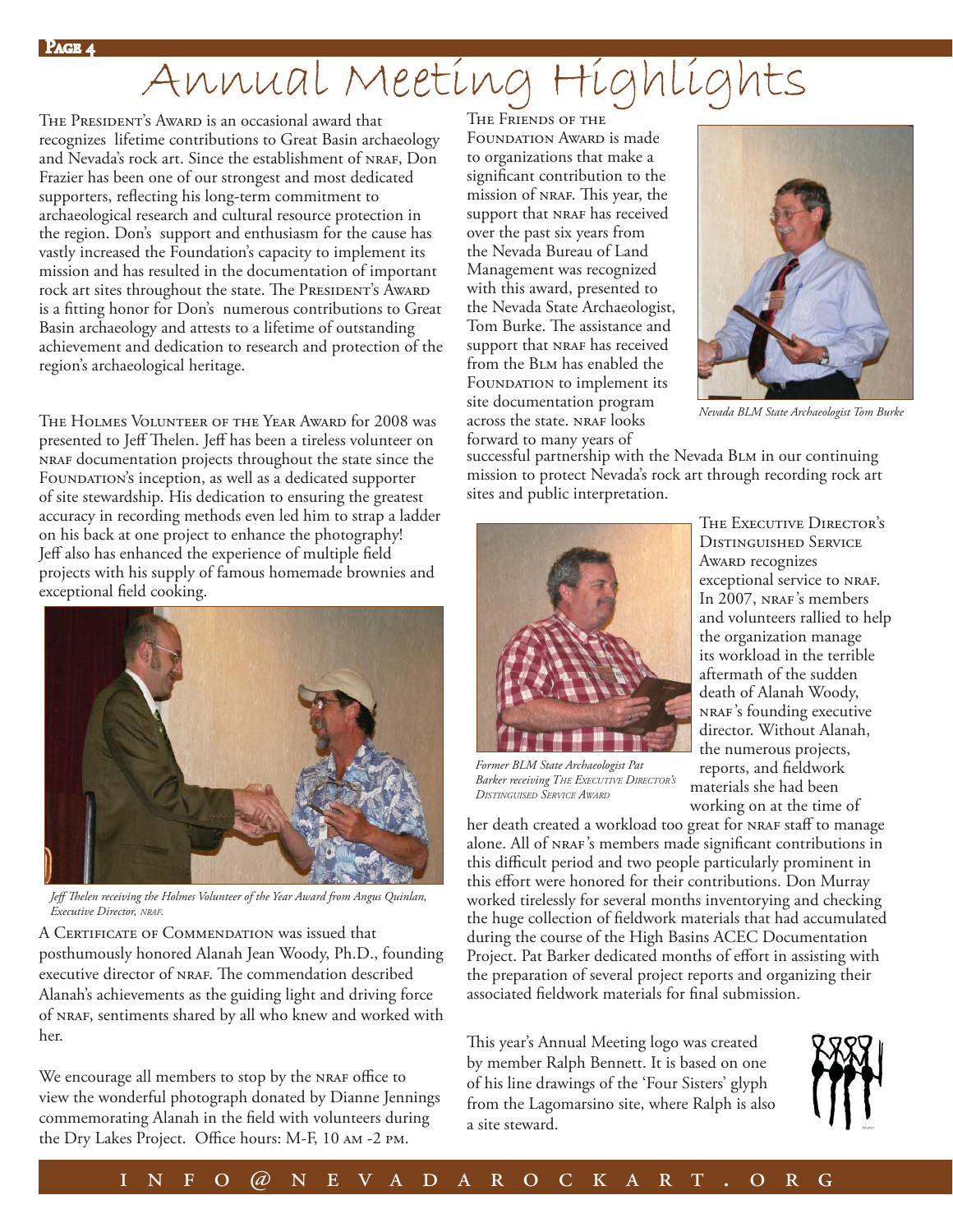# Annual Meeting Highlights

The President's Award is an occasional award that recognizes lifetime contributions to Great Basin archaeology and Nevada's rock art. Since the establishment of NRAF, Don Frazier has been one of our strongest and most dedicated supporters, reflecting his long-term commitment to archaeological research and cultural resource protection in the region. Don's support and enthusiasm for the cause has vastly increased the Foundation's capacity to implement its mission and has resulted in the documentation of important rock art sites throughout the state. The President's Award is a fitting honor for Don's numerous contributions to Great Basin archaeology and attests to a lifetime of outstanding achievement and dedication to research and protection of the region's archaeological heritage.

The Holmes Volunteer of the Year Award for 2008 was presented to Jeff Thelen. Jeff has been a tireless volunteer on NRAF documentation projects throughout the state since the Foundation's inception, as well as a dedicated supporter of site stewardship. His dedication to ensuring the greatest accuracy in recording methods even led him to strap a ladder on his back at one project to enhance the photography! Jeff also has enhanced the experience of multiple field projects with his supply of famous homemade brownies and exceptional field cooking.

*Jeff Thelen receiving the Holmes Volunteer of the Year Award from Angus Quinlan, Executive Director, NRAF.*

A Certificate of Commendation was issued that posthumously honored Alanah Jean Woody, Ph.D., founding executive director of NRAF. The commendation described Alanah's achievements as the guiding light and driving force of NRAF, sentiments shared by all who knew and worked with her.

We encourage all members to stop by the NRAF office to view the wonderful photograph donated by Dianne Jennings commemorating Alanah in the field with volunteers during the Dry Lakes Project. Office hours: M-F, 10 AM -2 PM.

The Friends of the Foundation Award is made to organizations that make a significant contribution to the mission of NRAF. This year, the support that NRAF has received over the past six years from the Nevada Bureau of Land Management was recognized with this award, presented to the Nevada State Archaeologist, Tom Burke. The assistance and support that NRAF has received from the BLM has enabled the Foundation to implement its site documentation program across the state. NRAF looks forward to many years of successful partnership with the Nevada BLM in our continuing mission to protect Nevada's rock art through recording rock art sites and public interpretation.

*Nevada BLM State Archaeologist Tom Burke*

The Executive Director's Distinguished Service Award recognizes exceptional service to NRAF. In 2007, NRAF's members and volunteers rallied to help the organization manage its workload in the terrible aftermath of the sudden death of Alanah Woody, NRAF's founding executive director. Without Alanah, the numerous projects, reports, and fieldwork materials she had been working on at the time of her death created a workload too great for NRAF staff to manage alone. All of NRAF's members made significant contributions in this difficult period and two people particularly prominent in this effort were honored for their contributions. Don Murray worked tirelessly for several months inventorying and checking the huge collection of fieldwork materials that had accumulated during the course of the High Basins ACEC Documentation Project. Pat Barker dedicated months of effort in assisting with the preparation of several project reports and organizing their associated fieldwork materials for final submission.

*Former BLM State Archaeologist Pat Barker receiving The Executive Director's Distinguised Service Award*

This year's Annual Meeting logo was created by member Ralph Bennett. It is based on one of his line drawings of the 'Four Sisters' glyph from the Lagomarsino site, where Ralph is also a site steward.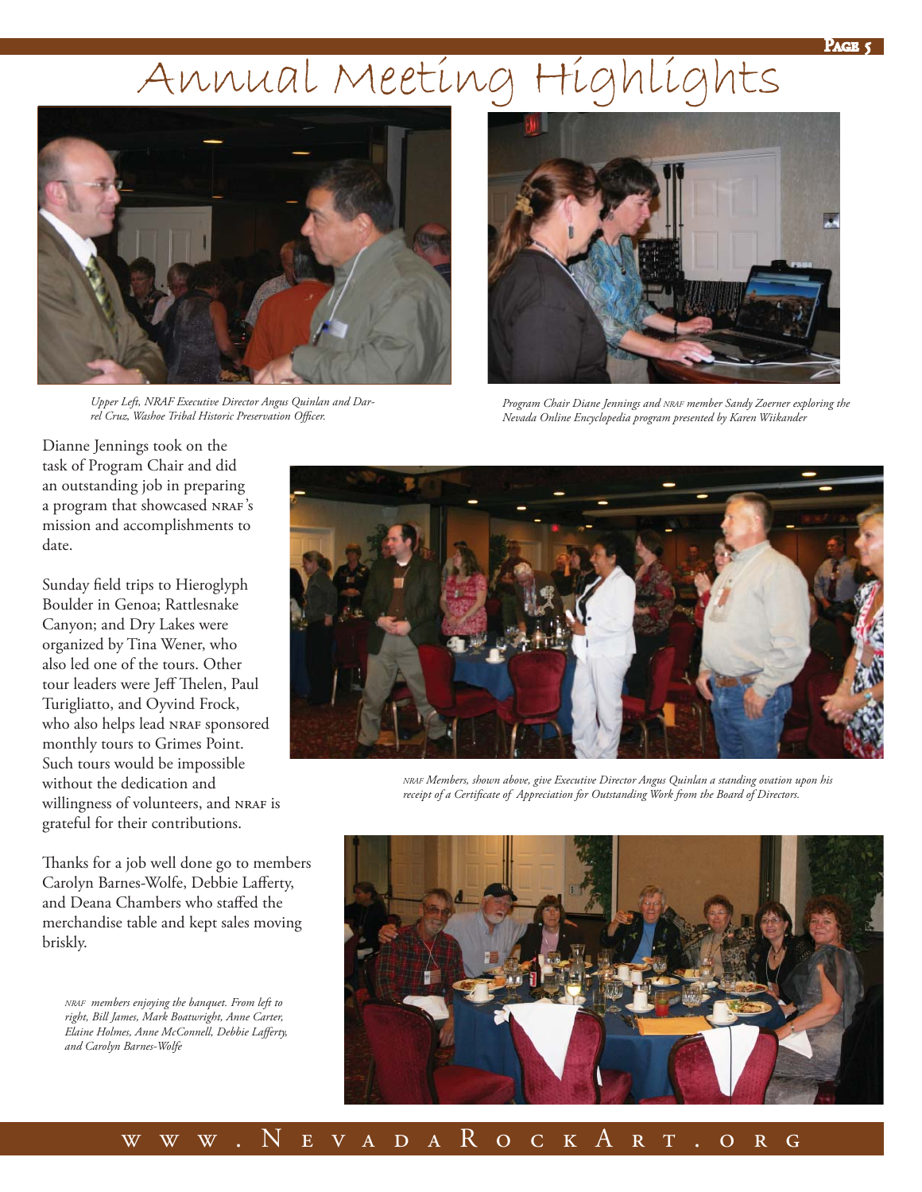# Annual Meeting Highlights

*Upper Left, NRAF Executive Director Angus Quinlan and Darrel Cruz, Washoe Tribal Historic Preservation Officer.*

*Program Chair Diane Jennings and NRAF member Sandy Zoerner exploring the Nevada Online Encyclopedia program presented by Karen Wiikander*

Dianne Jennings took on the task of Program Chair and did an outstanding job in preparing a program that showcased NRAF's mission and accomplishments to date.

Sunday field trips to Hieroglyph Boulder in Genoa; Rattlesnake Canyon; and Dry Lakes were organized by Tina Wener, who also led one of the tours. Other tour leaders were Jeff Thelen, Paul Turigliatto, and Oyvind Frock, who also helps lead NRAF sponsored monthly tours to Grimes Point. Such tours would be impossible without the dedication and willingness of volunteers, and NRAF is grateful for their contributions.

*NRAF Members, shown above, give Executive Director Angus Quinlan a standing ovation upon his receipt of a Certificate of Appreciation for Outstanding Work from the Board of Directors.*

Thanks for a job well done go to members Carolyn Barnes-Wolfe, Debbie Lafferty, and Deana Chambers who staffed the merchandise table and kept sales moving briskly.

*NRAF members enjoying the banquet. From left to right, Bill James, Mark Boatwright, Anne Carter, Elaine Holmes, Anne McConnell, Debbie Lafferty, and Carolyn Barnes-Wolfe*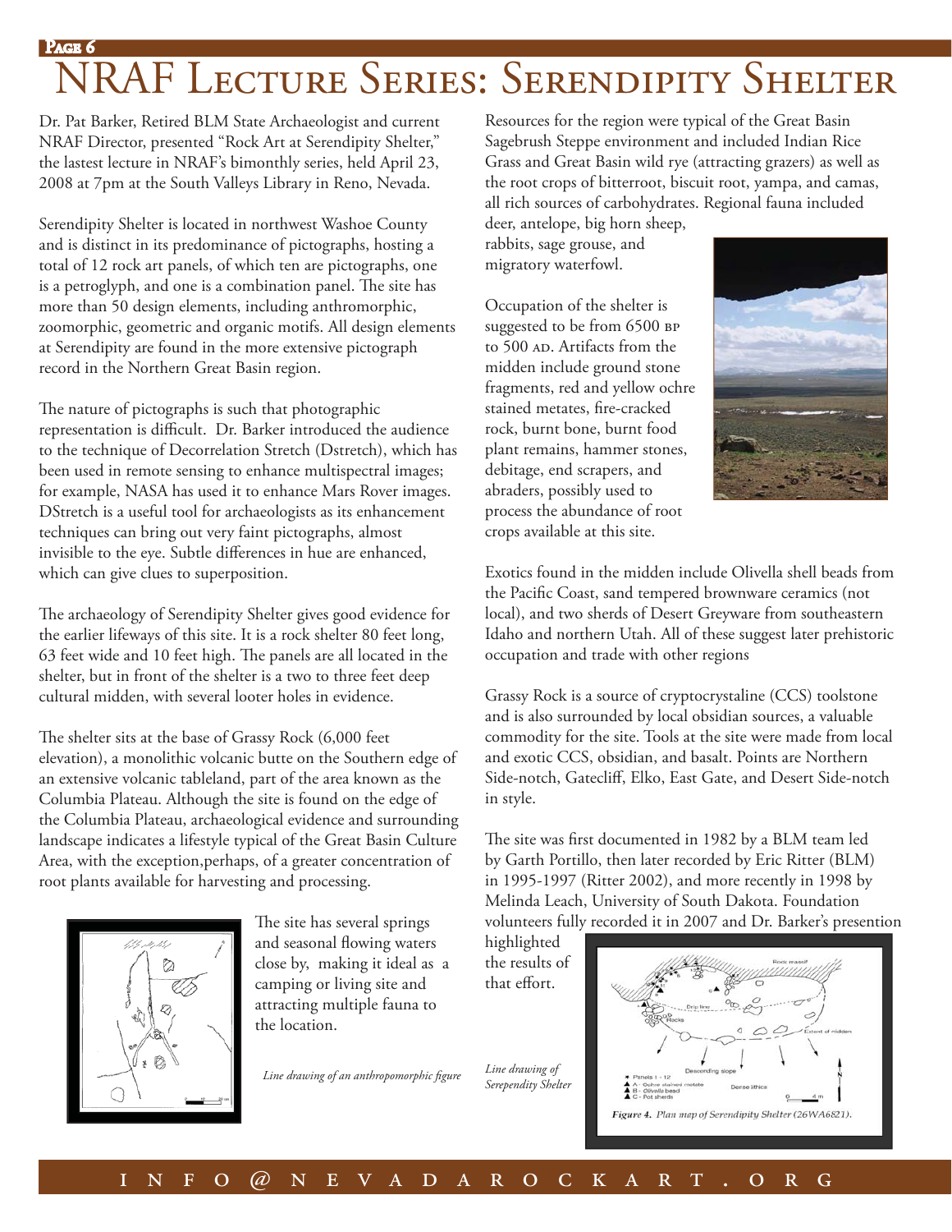# NRAF Lecture Series: Serendipity Shelter

Dr. Pat Barker, Retired BLM State Archaeologist and current NRAF Director, presented "Rock Art at Serendipity Shelter," the lastest lecture in NRAF's bimonthly series, held April 23, 2008 at 7pm at the South Valleys Library in Reno, Nevada.

Serendipity Shelter is located in northwest Washoe County and is distinct in its predominance of pictographs, hosting a total of 12 rock art panels, of which ten are pictographs, one is a petroglyph, and one is a combination panel. The site has more than 50 design elements, including anthromorphic, zoomorphic, geometric and organic motifs. All design elements at Serendipity are found in the more extensive pictograph record in the Northern Great Basin region.

The nature of pictographs is such that photographic representation is difficult. Dr. Barker introduced the audience to the technique of Decorrelation Stretch (Dstretch), which has been used in remote sensing to enhance multispectral images; for example, NASA has used it to enhance Mars Rover images. DStretch is a useful tool for archaeologists as its enhancement techniques can bring out very faint pictographs, almost invisible to the eye. Subtle differences in hue are enhanced, which can give clues to superposition.

The archaeology of Serendipity Shelter gives good evidence for the earlier lifeways of this site. It is a rock shelter 80 feet long, 63 feet wide and 10 feet high. The panels are all located in the shelter, but in front of the shelter is a two to three feet deep cultural midden, with several looter holes in evidence.

The shelter sits at the base of Grassy Rock (6,000 feet elevation), a monolithic volcanic butte on the Southern edge of an extensive volcanic tableland, part of the area known as the Columbia Plateau. Although the site is found on the edge of the Columbia Plateau, archaeological evidence and surrounding landscape indicates a lifestyle typical of the Great Basin Culture Area, with the exception,perhaps, of a greater concentration of root plants available for harvesting and processing.

The site has several springs and seasonal flowing waters close by, making it ideal as a camping or living site and attracting multiple fauna to the location.

*Line drawing of an anthropomorphic figure*

Resources for the region were typical of the Great Basin Sagebrush Steppe environment and included Indian Rice Grass and Great Basin wild rye (attracting grazers) as well as the root crops of bitterroot, biscuit root, yampa, and camas, all rich sources of carbohydrates. Regional fauna included deer, antelope, big horn sheep, rabbits, sage grouse, and migratory waterfowl.

Occupation of the shelter is suggested to be from 6500 BP to 500 AD. Artifacts from the midden include ground stone fragments, red and yellow ochre stained metates, fire-cracked rock, burnt bone, burnt food plant remains, hammer stones, debitage, end scrapers, and abraders, possibly used to process the abundance of root crops available at this site.

Exotics found in the midden include Olivella shell beads from the Pacific Coast, sand tempered brownware ceramics (not local), and two sherds of Desert Greyware from southeastern Idaho and northern Utah. All of these suggest later prehistoric occupation and trade with other regions

Grassy Rock is a source of cryptocrystaline (CCS) toolstone and is also surrounded by local obsidian sources, a valuable commodity for the site. Tools at the site were made from local and exotic CCS, obsidian, and basalt. Points are Northern Side-notch, Gatecliff, Elko, East Gate, and Desert Side-notch in style.

The site was first documented in 1982 by a BLM team led by Garth Portillo, then later recorded by Eric Ritter (BLM) in 1995-1997 (Ritter 2002), and more recently in 1998 by Melinda Leach, University of South Dakota. Foundation volunteers fully recorded it in 2007 and Dr. Barker's presention highlighted the results of that effort.

*Line drawing of Serependity Shelter*

*Figure 4. Plan map of Serendipity Shelter (26WA6821).*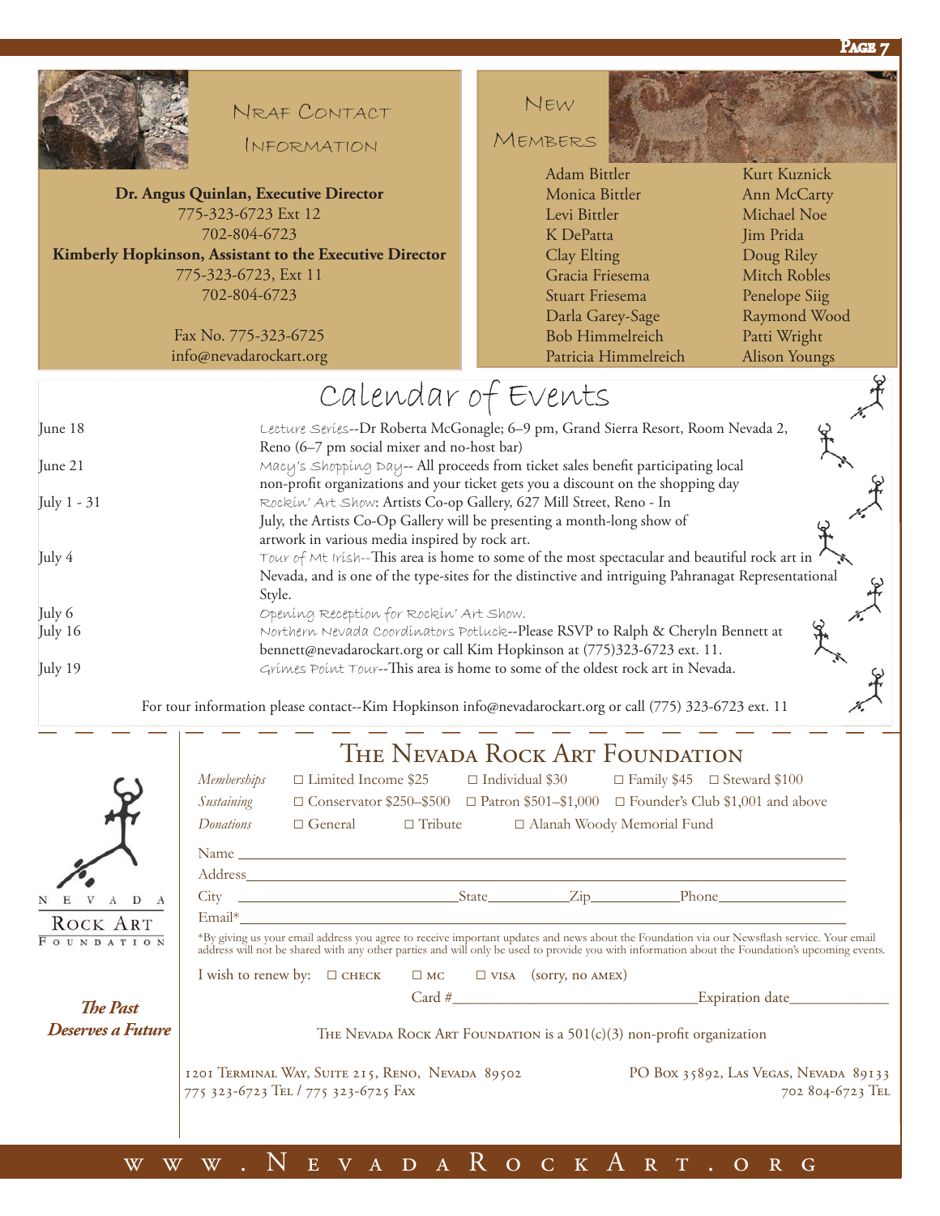## NRAF Contact Information

**Dr. Angus Quinlan, Executive Director**
775-323-6723 Ext 12
702-804-6723
**Kimberly Hopkinson, Assistant to the Executive Director**
775-323-6723, Ext 11
702-804-6723

Fax No. 775-323-6725
info@nevadarockart.org

## New Members

- Adam Bittler
- Monica Bittler
- Levi Bittler
- K DePatta
- Clay Elting
- Gracia Friesema
- Stuart Friesema
- Darla Garey-Sage
- Bob Himmelreich
- Patricia Himmelreich
- Kurt Kuznick
- Ann McCarty
- Michael Noe
- Jim Prida
- Doug Riley
- Mitch Robles
- Penelope Siig
- Raymond Wood
- Patti Wright
- Alison Youngs

## Calendar of Events

| Date | Event |
|---|---|
| June 18 | *Lecture Series*--Dr Roberta McGonagle; 6–9 pm, Grand Sierra Resort, Room Nevada 2, Reno (6–7 pm social mixer and no-host bar) |
| June 21 | *Macy's Shopping Day*-- All proceeds from ticket sales benefit participating local non-profit organizations and your ticket gets you a discount on the shopping day |
| July 1 - 31 | *Rockin' Art Show*: Artists Co-op Gallery, 627 Mill Street, Reno - In July, the Artists Co-Op Gallery will be presenting a month-long show of artwork in various media inspired by rock art. |
| July 4 | *Tour of Mt Irish*--This area is home to some of the most spectacular and beautiful rock art in Nevada, and is one of the type-sites for the distinctive and intriguing Pahranagat Representational Style. |
| July 6 | *Opening Reception for Rockin' Art Show.* |
| July 16 | *Northern Nevada Coordinators Potluck*--Please RSVP to Ralph & Cheryln Bennett at bennett@nevadarockart.org or call Kim Hopkinson at (775)323-6723 ext. 11. |
| July 19 | *Grimes Point Tour*--This area is home to some of the oldest rock art in Nevada. |

For tour information please contact--Kim Hopkinson info@nevadarockart.org or call (775) 323-6723 ext. 11

## The Nevada Rock Art Foundation

*Memberships* ☐ Limited Income $25 ☐ Individual $30 ☐ Family $45 ☐ Steward $100

*Sustaining* ☐ Conservator $250–$500 ☐ Patron $501–$1,000 ☐ Founder's Club $1,001 and above

*Donations* ☐ General ☐ Tribute ☐ Alanah Woody Memorial Fund

Name ______________________________

Address ______________________________

City ______________ State ________ Zip ________ Phone ______________

Email* ______________________________

*By giving us your email address you agree to receive important updates and news about the Foundation via our Newsflash service. Your email address will not be shared with any other parties and will only be used to provide you with information about the Foundation's upcoming events.

I wish to renew by: ☐ CHECK ☐ MC ☐ VISA (sorry, no AMEX)

Card # ______________________ Expiration date __________

The Nevada Rock Art Foundation is a 501(c)(3) non-profit organization

1201 Terminal Way, Suite 215, Reno, Nevada 89502
775 323-6723 Tel / 775 323-6725 Fax

PO Box 35892, Las Vegas, Nevada 89133
702 804-6723 Tel

Nevada Rock Art Foundation

*The Past Deserves a Future*

www.NevadaRockArt.org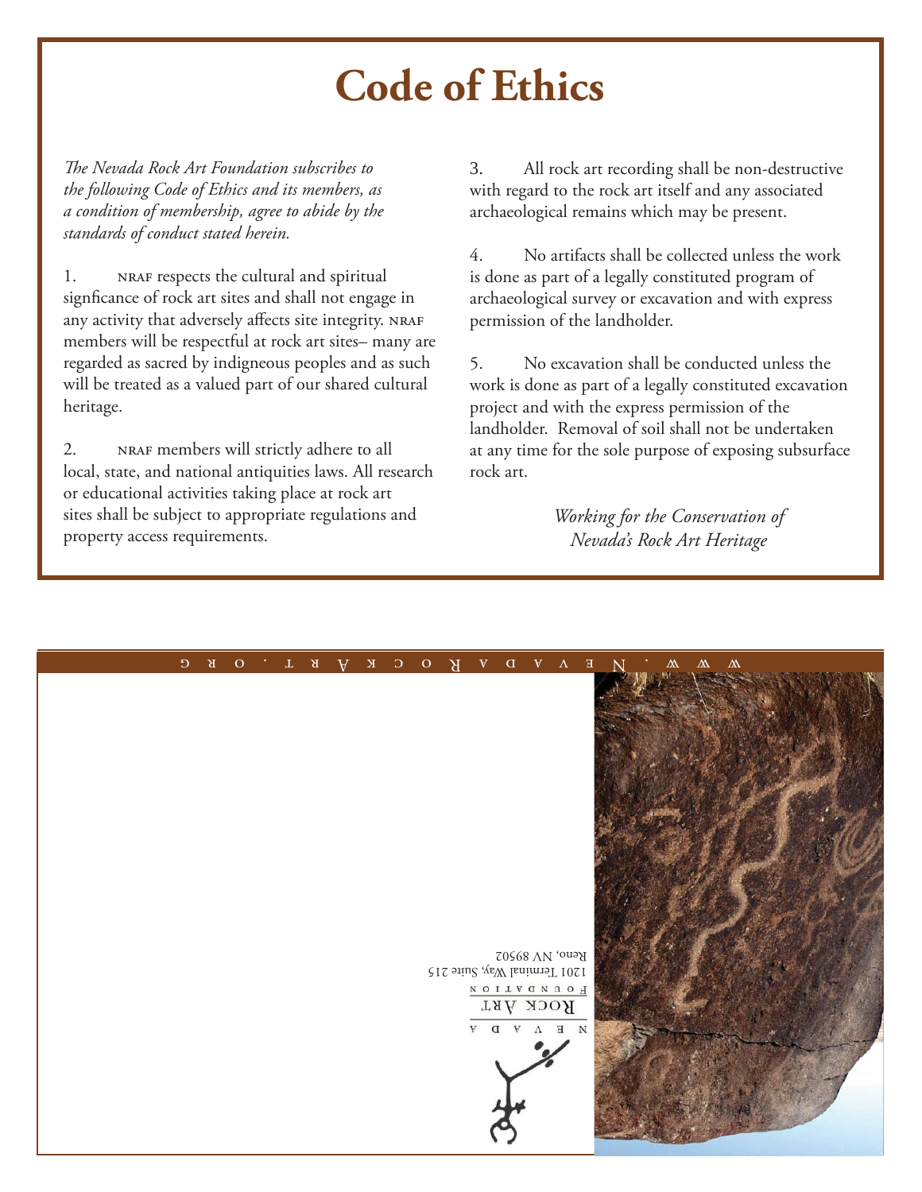# Code of Ethics

*The Nevada Rock Art Foundation subscribes to the following Code of Ethics and its members, as a condition of membership, agree to abide by the standards of conduct stated herein.*

1. NRAF respects the cultural and spiritual signficance of rock art sites and shall not engage in any activity that adversely affects site integrity. NRAF members will be respectful at rock art sites– many are regarded as sacred by indigneous peoples and as such will be treated as a valued part of our shared cultural heritage.

2. NRAF members will strictly adhere to all local, state, and national antiquities laws. All research or educational activities taking place at rock art sites shall be subject to appropriate regulations and property access requirements.

3. All rock art recording shall be non-destructive with regard to the rock art itself and any associated archaeological remains which may be present.

4. No artifacts shall be collected unless the work is done as part of a legally constituted program of archaeological survey or excavation and with express permission of the landholder.

5. No excavation shall be conducted unless the work is done as part of a legally constituted excavation project and with the express permission of the landholder. Removal of soil shall not be undertaken at any time for the sole purpose of exposing subsurface rock art.

*Working for the Conservation of Nevada's Rock Art Heritage*

WWW.NEVADAROCKART.ORG

NEVADA ROCK ART FOUNDATION
1201 Terminal Way, Suite 215
Reno, NV 89502